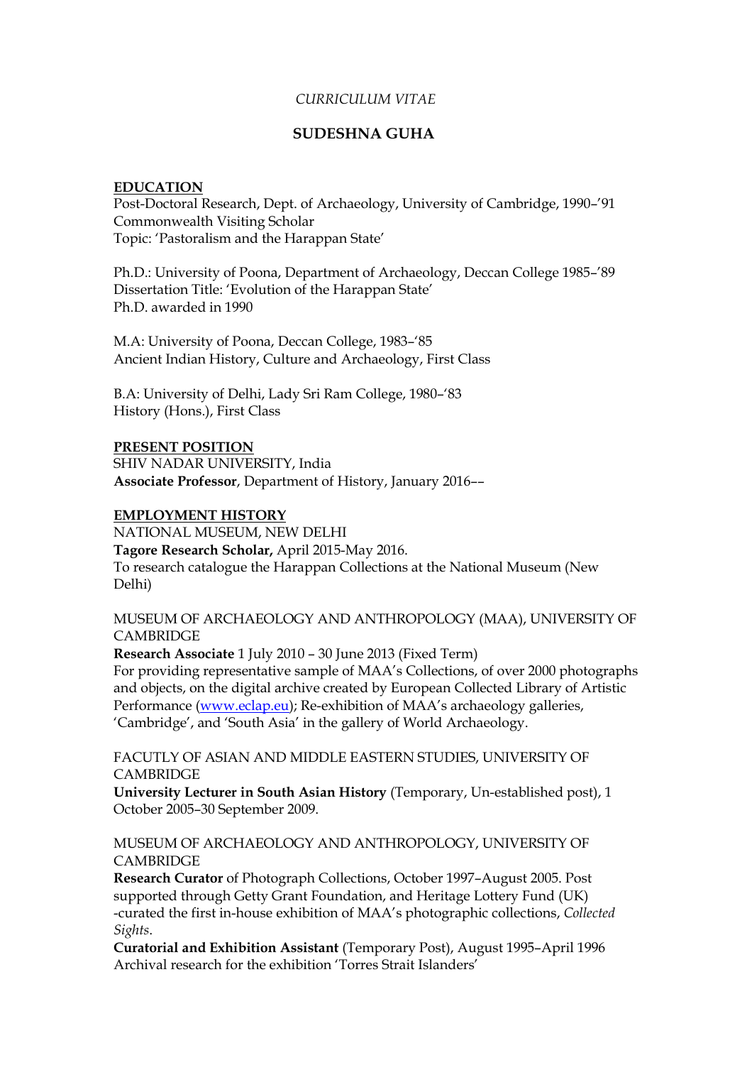*CURRICULUM VITAE*

# SUDESHNA GUHA

## EDUCATION

Post-Doctoral Research, Dept. of Archaeology, University of Cambridge, 1990–'91
Commonwealth Visiting Scholar
Topic: 'Pastoralism and the Harappan State'

Ph.D.: University of Poona, Department of Archaeology, Deccan College 1985–'89
Dissertation Title: 'Evolution of the Harappan State'
Ph.D. awarded in 1990

M.A: University of Poona, Deccan College, 1983–'85
Ancient Indian History, Culture and Archaeology, First Class

B.A: University of Delhi, Lady Sri Ram College, 1980–'83
History (Hons.), First Class

## PRESENT POSITION

SHIV NADAR UNIVERSITY, India
**Associate Professor**, Department of History, January 2016––

## EMPLOYMENT HISTORY

NATIONAL MUSEUM, NEW DELHI
**Tagore Research Scholar,** April 2015-May 2016.
To research catalogue the Harappan Collections at the National Museum (New Delhi)

MUSEUM OF ARCHAEOLOGY AND ANTHROPOLOGY (MAA), UNIVERSITY OF CAMBRIDGE
**Research Associate** 1 July 2010 – 30 June 2013 (Fixed Term)
For providing representative sample of MAA's Collections, of over 2000 photographs and objects, on the digital archive created by European Collected Library of Artistic Performance (www.eclap.eu); Re-exhibition of MAA's archaeology galleries, 'Cambridge', and 'South Asia' in the gallery of World Archaeology.

FACUTLY OF ASIAN AND MIDDLE EASTERN STUDIES, UNIVERSITY OF CAMBRIDGE
**University Lecturer in South Asian History** (Temporary, Un-established post), 1 October 2005–30 September 2009.

MUSEUM OF ARCHAEOLOGY AND ANTHROPOLOGY, UNIVERSITY OF CAMBRIDGE
**Research Curator** of Photograph Collections, October 1997–August 2005. Post supported through Getty Grant Foundation, and Heritage Lottery Fund (UK) -curated the first in-house exhibition of MAA's photographic collections, *Collected Sights*.
**Curatorial and Exhibition Assistant** (Temporary Post), August 1995–April 1996
Archival research for the exhibition 'Torres Strait Islanders'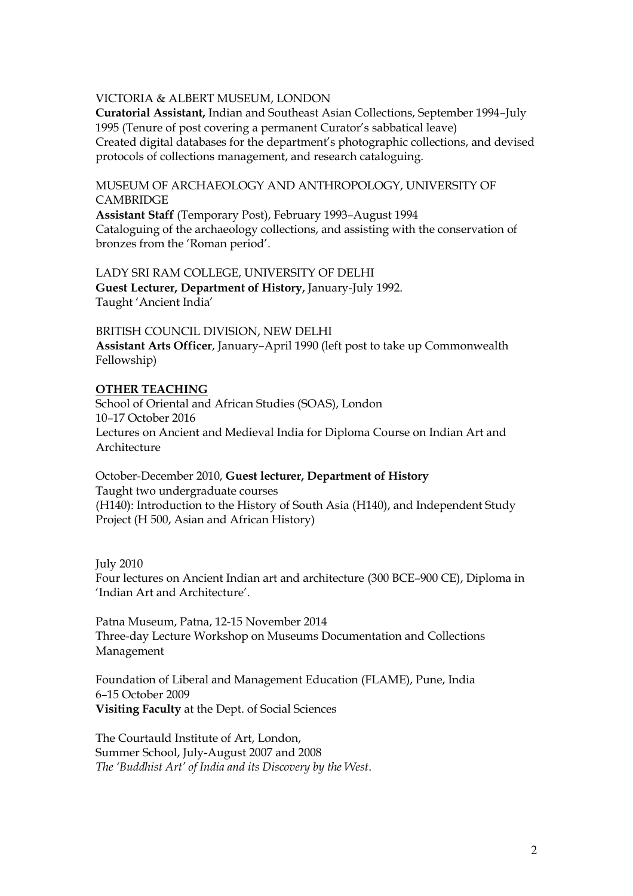VICTORIA & ALBERT MUSEUM, LONDON
**Curatorial Assistant,** Indian and Southeast Asian Collections, September 1994–July 1995 (Tenure of post covering a permanent Curator's sabbatical leave)
Created digital databases for the department's photographic collections, and devised protocols of collections management, and research cataloguing.

MUSEUM OF ARCHAEOLOGY AND ANTHROPOLOGY, UNIVERSITY OF CAMBRIDGE
**Assistant Staff** (Temporary Post), February 1993–August 1994
Cataloguing of the archaeology collections, and assisting with the conservation of bronzes from the 'Roman period'.

LADY SRI RAM COLLEGE, UNIVERSITY OF DELHI
**Guest Lecturer, Department of History,** January-July 1992.
Taught 'Ancient India'

BRITISH COUNCIL DIVISION, NEW DELHI
**Assistant Arts Officer**, January–April 1990 (left post to take up Commonwealth Fellowship)

## OTHER TEACHING

School of Oriental and African Studies (SOAS), London
10–17 October 2016
Lectures on Ancient and Medieval India for Diploma Course on Indian Art and Architecture

October-December 2010, **Guest lecturer, Department of History**
Taught two undergraduate courses
(H140): Introduction to the History of South Asia (H140), and Independent Study Project (H 500, Asian and African History)

July 2010
Four lectures on Ancient Indian art and architecture (300 BCE–900 CE), Diploma in 'Indian Art and Architecture'.

Patna Museum, Patna, 12-15 November 2014
Three-day Lecture Workshop on Museums Documentation and Collections Management

Foundation of Liberal and Management Education (FLAME), Pune, India
6–15 October 2009
**Visiting Faculty** at the Dept. of Social Sciences

The Courtauld Institute of Art, London,
Summer School, July-August 2007 and 2008
*The 'Buddhist Art' of India and its Discovery by the West*.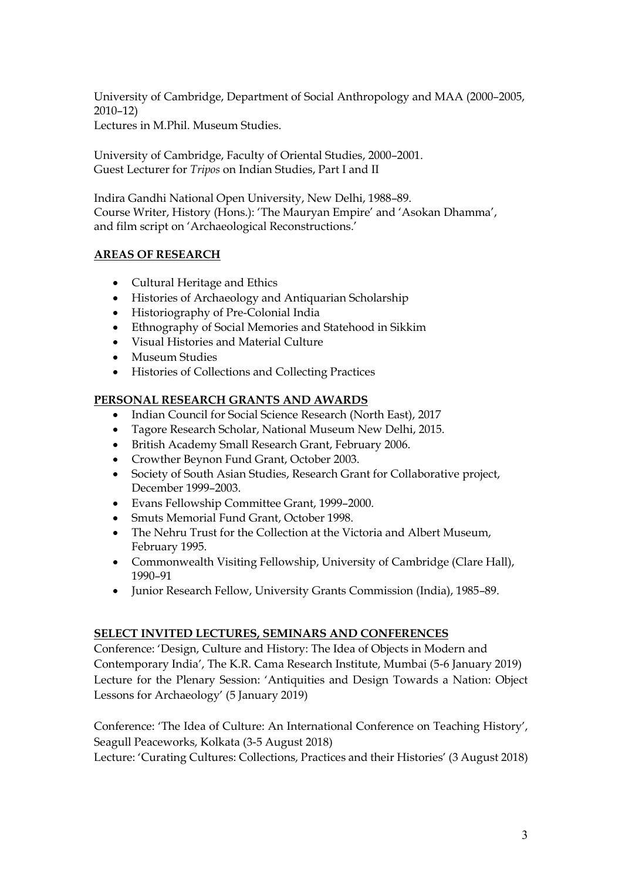University of Cambridge, Department of Social Anthropology and MAA (2000–2005, 2010–12)
Lectures in M.Phil. Museum Studies.

University of Cambridge, Faculty of Oriental Studies, 2000–2001.
Guest Lecturer for *Tripos* on Indian Studies, Part I and II

Indira Gandhi National Open University, New Delhi, 1988–89.
Course Writer, History (Hons.): 'The Mauryan Empire' and 'Asokan Dhamma', and film script on 'Archaeological Reconstructions.'

## AREAS OF RESEARCH

- Cultural Heritage and Ethics
- Histories of Archaeology and Antiquarian Scholarship
- Historiography of Pre-Colonial India
- Ethnography of Social Memories and Statehood in Sikkim
- Visual Histories and Material Culture
- Museum Studies
- Histories of Collections and Collecting Practices

## PERSONAL RESEARCH GRANTS AND AWARDS

- Indian Council for Social Science Research (North East), 2017
- Tagore Research Scholar, National Museum New Delhi, 2015.
- British Academy Small Research Grant, February 2006.
- Crowther Beynon Fund Grant, October 2003.
- Society of South Asian Studies, Research Grant for Collaborative project, December 1999–2003.
- Evans Fellowship Committee Grant, 1999–2000.
- Smuts Memorial Fund Grant, October 1998.
- The Nehru Trust for the Collection at the Victoria and Albert Museum, February 1995.
- Commonwealth Visiting Fellowship, University of Cambridge (Clare Hall), 1990–91
- Junior Research Fellow, University Grants Commission (India), 1985–89.

## SELECT INVITED LECTURES, SEMINARS AND CONFERENCES

Conference: 'Design, Culture and History: The Idea of Objects in Modern and Contemporary India', The K.R. Cama Research Institute, Mumbai (5-6 January 2019)
Lecture for the Plenary Session: 'Antiquities and Design Towards a Nation: Object Lessons for Archaeology' (5 January 2019)

Conference: 'The Idea of Culture: An International Conference on Teaching History', Seagull Peaceworks, Kolkata (3-5 August 2018)
Lecture: 'Curating Cultures: Collections, Practices and their Histories' (3 August 2018)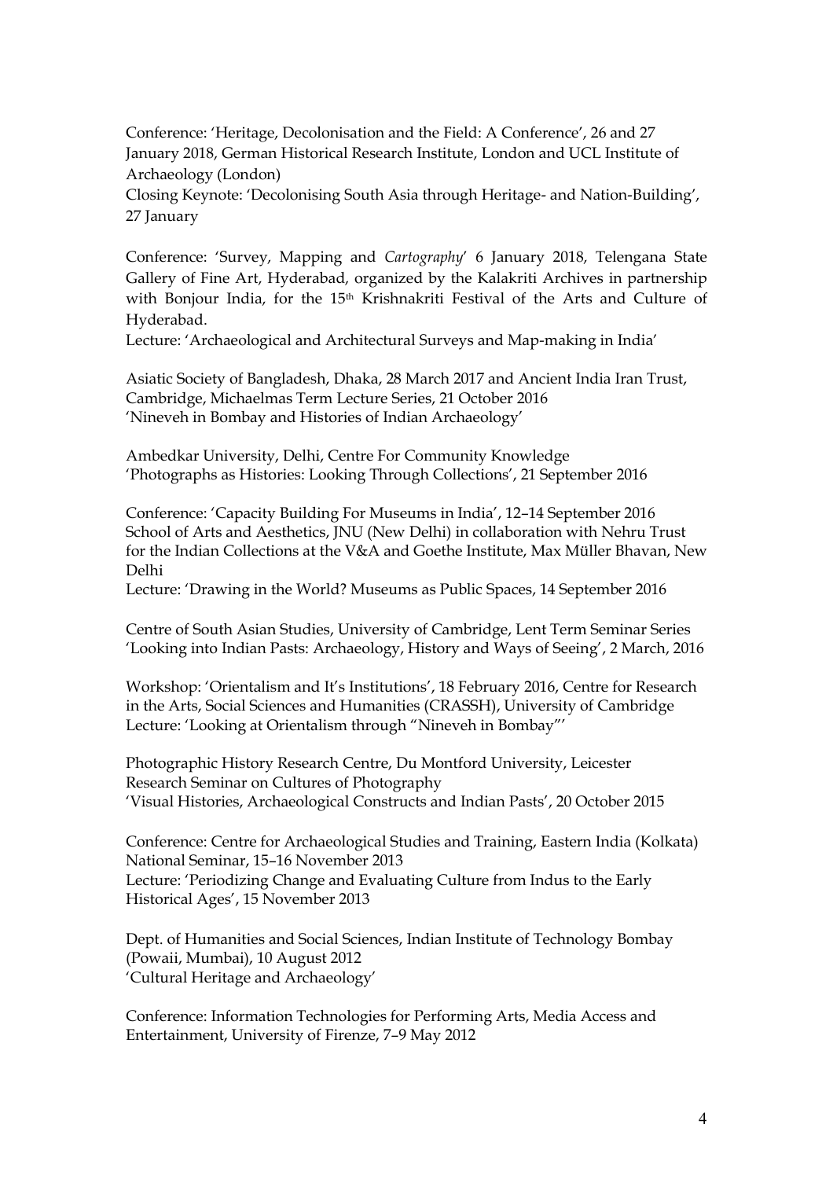Conference: 'Heritage, Decolonisation and the Field: A Conference', 26 and 27 January 2018, German Historical Research Institute, London and UCL Institute of Archaeology (London)
Closing Keynote: 'Decolonising South Asia through Heritage- and Nation-Building', 27 January

Conference: 'Survey, Mapping and *Cartography*' 6 January 2018, Telengana State Gallery of Fine Art, Hyderabad, organized by the Kalakriti Archives in partnership with Bonjour India, for the 15th Krishnakriti Festival of the Arts and Culture of Hyderabad.
Lecture: 'Archaeological and Architectural Surveys and Map-making in India'

Asiatic Society of Bangladesh, Dhaka, 28 March 2017 and Ancient India Iran Trust, Cambridge, Michaelmas Term Lecture Series, 21 October 2016
'Nineveh in Bombay and Histories of Indian Archaeology'

Ambedkar University, Delhi, Centre For Community Knowledge
'Photographs as Histories: Looking Through Collections', 21 September 2016

Conference: 'Capacity Building For Museums in India', 12–14 September 2016
School of Arts and Aesthetics, JNU (New Delhi) in collaboration with Nehru Trust for the Indian Collections at the V&A and Goethe Institute, Max Müller Bhavan, New Delhi
Lecture: 'Drawing in the World? Museums as Public Spaces, 14 September 2016

Centre of South Asian Studies, University of Cambridge, Lent Term Seminar Series
'Looking into Indian Pasts: Archaeology, History and Ways of Seeing', 2 March, 2016

Workshop: 'Orientalism and It's Institutions', 18 February 2016, Centre for Research in the Arts, Social Sciences and Humanities (CRASSH), University of Cambridge
Lecture: 'Looking at Orientalism through "Nineveh in Bombay"'

Photographic History Research Centre, Du Montford University, Leicester
Research Seminar on Cultures of Photography
'Visual Histories, Archaeological Constructs and Indian Pasts', 20 October 2015

Conference: Centre for Archaeological Studies and Training, Eastern India (Kolkata) National Seminar, 15–16 November 2013
Lecture: 'Periodizing Change and Evaluating Culture from Indus to the Early Historical Ages', 15 November 2013

Dept. of Humanities and Social Sciences, Indian Institute of Technology Bombay (Powaii, Mumbai), 10 August 2012
'Cultural Heritage and Archaeology'

Conference: Information Technologies for Performing Arts, Media Access and Entertainment, University of Firenze, 7–9 May 2012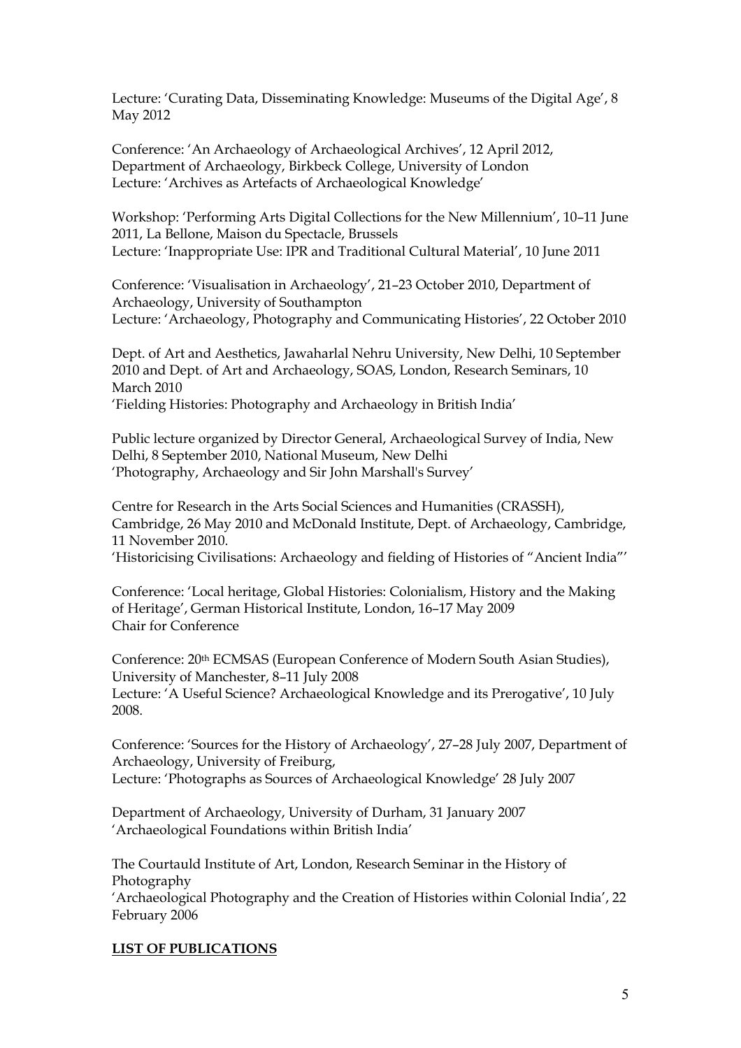Lecture: 'Curating Data, Disseminating Knowledge: Museums of the Digital Age', 8 May 2012

Conference: 'An Archaeology of Archaeological Archives', 12 April 2012, Department of Archaeology, Birkbeck College, University of London
Lecture: 'Archives as Artefacts of Archaeological Knowledge'

Workshop: 'Performing Arts Digital Collections for the New Millennium', 10–11 June 2011, La Bellone, Maison du Spectacle, Brussels
Lecture: 'Inappropriate Use: IPR and Traditional Cultural Material', 10 June 2011

Conference: 'Visualisation in Archaeology', 21–23 October 2010, Department of Archaeology, University of Southampton
Lecture: 'Archaeology, Photography and Communicating Histories', 22 October 2010

Dept. of Art and Aesthetics, Jawaharlal Nehru University, New Delhi, 10 September 2010 and Dept. of Art and Archaeology, SOAS, London, Research Seminars, 10 March 2010
'Fielding Histories: Photography and Archaeology in British India'

Public lecture organized by Director General, Archaeological Survey of India, New Delhi, 8 September 2010, National Museum, New Delhi
'Photography, Archaeology and Sir John Marshall's Survey'

Centre for Research in the Arts Social Sciences and Humanities (CRASSH), Cambridge, 26 May 2010 and McDonald Institute, Dept. of Archaeology, Cambridge, 11 November 2010.
'Historicising Civilisations: Archaeology and fielding of Histories of "Ancient India"'

Conference: 'Local heritage, Global Histories: Colonialism, History and the Making of Heritage', German Historical Institute, London, 16–17 May 2009
Chair for Conference

Conference: 20th ECMSAS (European Conference of Modern South Asian Studies), University of Manchester, 8–11 July 2008
Lecture: 'A Useful Science? Archaeological Knowledge and its Prerogative', 10 July 2008.

Conference: 'Sources for the History of Archaeology', 27–28 July 2007, Department of Archaeology, University of Freiburg,
Lecture: 'Photographs as Sources of Archaeological Knowledge' 28 July 2007

Department of Archaeology, University of Durham, 31 January 2007
'Archaeological Foundations within British India'

The Courtauld Institute of Art, London, Research Seminar in the History of Photography
'Archaeological Photography and the Creation of Histories within Colonial India', 22 February 2006

## **LIST OF PUBLICATIONS**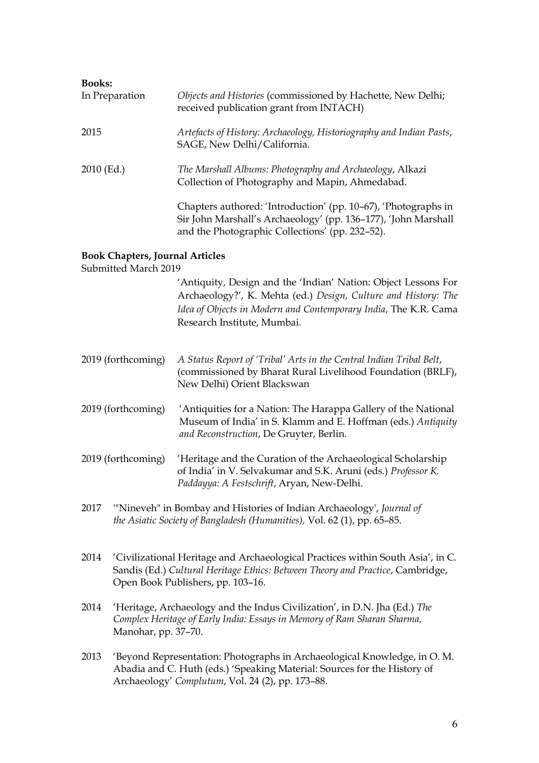**Books:**

In Preparation — *Objects and Histories* (commissioned by Hachette, New Delhi; received publication grant from INTACH)

2015 — *Artefacts of History: Archaeology, Historiography and Indian Pasts*, SAGE, New Delhi/California.

2010 (Ed.) — *The Marshall Albums: Photography and Archaeology*, Alkazi Collection of Photography and Mapin, Ahmedabad.

Chapters authored: 'Introduction' (pp. 10–67), 'Photographs in Sir John Marshall's Archaeology' (pp. 136–177), 'John Marshall and the Photographic Collections' (pp. 232–52).

**Book Chapters, Journal Articles**

Submitted March 2019

'Antiquity, Design and the 'Indian' Nation: Object Lessons For Archaeology?', K. Mehta (ed.) *Design, Culture and History: The Idea of Objects in Modern and Contemporary India*, The K.R. Cama Research Institute, Mumbai.

2019 (forthcoming) — *A Status Report of 'Tribal' Arts in the Central Indian Tribal Belt*, (commissioned by Bharat Rural Livelihood Foundation (BRLF), New Delhi) Orient Blackswan

2019 (forthcoming) — 'Antiquities for a Nation: The Harappa Gallery of the National Museum of India' in S. Klamm and E. Hoffman (eds.) *Antiquity and Reconstruction*, De Gruyter, Berlin.

2019 (forthcoming) — 'Heritage and the Curation of the Archaeological Scholarship of India' in V. Selvakumar and S.K. Aruni (eds.) *Professor K. Paddayya: A Festschrift*, Aryan, New-Delhi.

2017 — '"Nineveh" in Bombay and Histories of Indian Archaeology', *Journal of the Asiatic Society of Bangladesh (Humanities),* Vol. 62 (1), pp. 65–85.

2014 — 'Civilizational Heritage and Archaeological Practices within South Asia', in C. Sandis (Ed.) *Cultural Heritage Ethics: Between Theory and Practice*, Cambridge, Open Book Publishers, pp. 103–16.

2014 — 'Heritage, Archaeology and the Indus Civilization', in D.N. Jha (Ed.) *The Complex Heritage of Early India: Essays in Memory of Ram Sharan Sharma,* Manohar, pp. 37–70.

2013 — 'Beyond Representation: Photographs in Archaeological Knowledge, in O. M. Abadia and C. Huth (eds.) 'Speaking Material: Sources for the History of Archaeology' *Complutum*, Vol. 24 (2), pp. 173–88.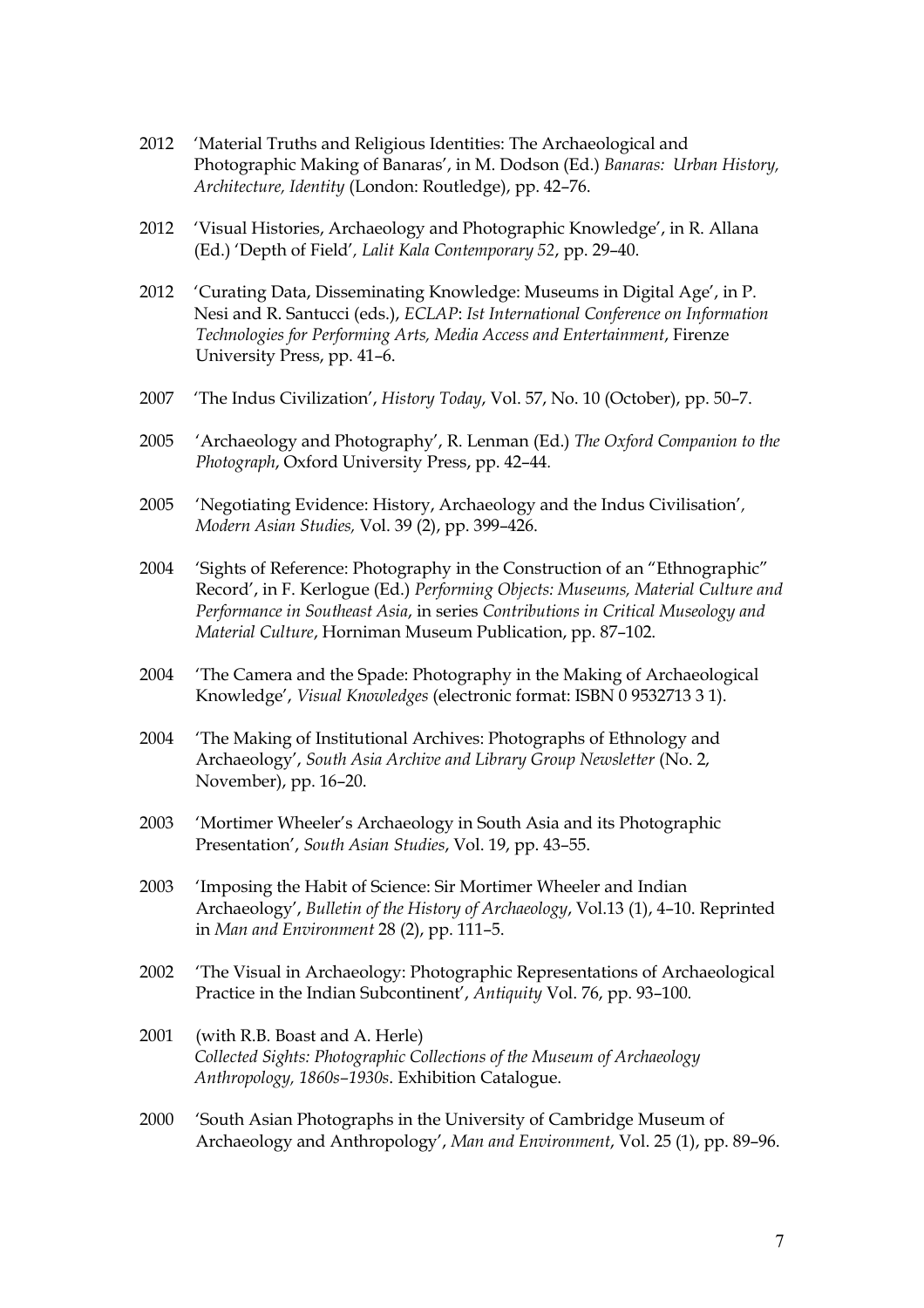2012 'Material Truths and Religious Identities: The Archaeological and Photographic Making of Banaras', in M. Dodson (Ed.) *Banaras: Urban History, Architecture, Identity* (London: Routledge), pp. 42–76.

2012 'Visual Histories, Archaeology and Photographic Knowledge', in R. Allana (Ed.) 'Depth of Field', *Lalit Kala Contemporary 52*, pp. 29–40.

2012 'Curating Data, Disseminating Knowledge: Museums in Digital Age', in P. Nesi and R. Santucci (eds.), *ECLAP*: *Ist International Conference on Information Technologies for Performing Arts, Media Access and Entertainment*, Firenze University Press, pp. 41–6.

2007 'The Indus Civilization', *History Today*, Vol. 57, No. 10 (October), pp. 50–7.

2005 'Archaeology and Photography', R. Lenman (Ed.) *The Oxford Companion to the Photograph*, Oxford University Press, pp. 42–44.

2005 'Negotiating Evidence: History, Archaeology and the Indus Civilisation', *Modern Asian Studies,* Vol. 39 (2), pp. 399–426.

2004 'Sights of Reference: Photography in the Construction of an "Ethnographic" Record', in F. Kerlogue (Ed.) *Performing Objects: Museums, Material Culture and Performance in Southeast Asia*, in series *Contributions in Critical Museology and Material Culture*, Horniman Museum Publication, pp. 87–102.

2004 'The Camera and the Spade: Photography in the Making of Archaeological Knowledge', *Visual Knowledges* (electronic format: ISBN 0 9532713 3 1).

2004 'The Making of Institutional Archives: Photographs of Ethnology and Archaeology', *South Asia Archive and Library Group Newsletter* (No. 2, November), pp. 16–20.

2003 'Mortimer Wheeler's Archaeology in South Asia and its Photographic Presentation', *South Asian Studies*, Vol. 19, pp. 43–55.

2003 'Imposing the Habit of Science: Sir Mortimer Wheeler and Indian Archaeology', *Bulletin of the History of Archaeology*, Vol.13 (1), 4–10. Reprinted in *Man and Environment* 28 (2), pp. 111–5.

2002 'The Visual in Archaeology: Photographic Representations of Archaeological Practice in the Indian Subcontinent', *Antiquity* Vol. 76, pp. 93–100.

2001 (with R.B. Boast and A. Herle) *Collected Sights: Photographic Collections of the Museum of Archaeology Anthropology, 1860s–1930s*. Exhibition Catalogue.

2000 'South Asian Photographs in the University of Cambridge Museum of Archaeology and Anthropology', *Man and Environment*, Vol. 25 (1), pp. 89–96.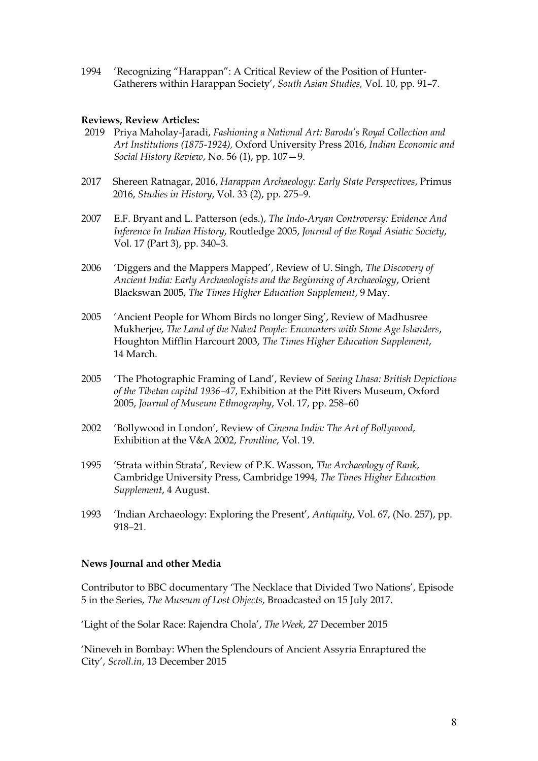1994 'Recognizing "Harappan": A Critical Review of the Position of Hunter-Gatherers within Harappan Society', *South Asian Studies,* Vol. 10, pp. 91–7.

**Reviews, Review Articles:**

2019 Priya Maholay-Jaradi, *Fashioning a National Art: Baroda's Royal Collection and Art Institutions (1875-1924),* Oxford University Press 2016, *Indian Economic and Social History Review*, No. 56 (1), pp. 107—9.

2017 Shereen Ratnagar, 2016, *Harappan Archaeology: Early State Perspectives*, Primus 2016, *Studies in History*, Vol. 33 (2), pp. 275–9.

2007 E.F. Bryant and L. Patterson (eds.), *The Indo-Aryan Controversy: Evidence And Inference In Indian History*, Routledge 2005, *Journal of the Royal Asiatic Society*, Vol. 17 (Part 3), pp. 340–3.

2006 'Diggers and the Mappers Mapped', Review of U. Singh, *The Discovery of Ancient India: Early Archaeologists and the Beginning of Archaeology*, Orient Blackswan 2005, *The Times Higher Education Supplement*, 9 May.

2005 'Ancient People for Whom Birds no longer Sing', Review of Madhusree Mukherjee, *The Land of the Naked People*: *Encounters with Stone Age Islanders*, Houghton Mifflin Harcourt 2003, *The Times Higher Education Supplement*, 14 March.

2005 'The Photographic Framing of Land', Review of *Seeing Lhasa: British Depictions of the Tibetan capital 1936–47*, Exhibition at the Pitt Rivers Museum, Oxford 2005, *Journal of Museum Ethnography*, Vol. 17, pp. 258–60

2002 'Bollywood in London', Review of *Cinema India: The Art of Bollywood*, Exhibition at the V&A 2002, *Frontline*, Vol. 19.

1995 'Strata within Strata', Review of P.K. Wasson, *The Archaeology of Rank*, Cambridge University Press, Cambridge 1994, *The Times Higher Education Supplement*, 4 August.

1993 'Indian Archaeology: Exploring the Present', *Antiquity*, Vol. 67, (No. 257), pp. 918–21.

**News Journal and other Media**

Contributor to BBC documentary 'The Necklace that Divided Two Nations', Episode 5 in the Series, *The Museum of Lost Objects*, Broadcasted on 15 July 2017.

'Light of the Solar Race: Rajendra Chola', *The Week*, 27 December 2015

'Nineveh in Bombay: When the Splendours of Ancient Assyria Enraptured the City', *Scroll.in*, 13 December 2015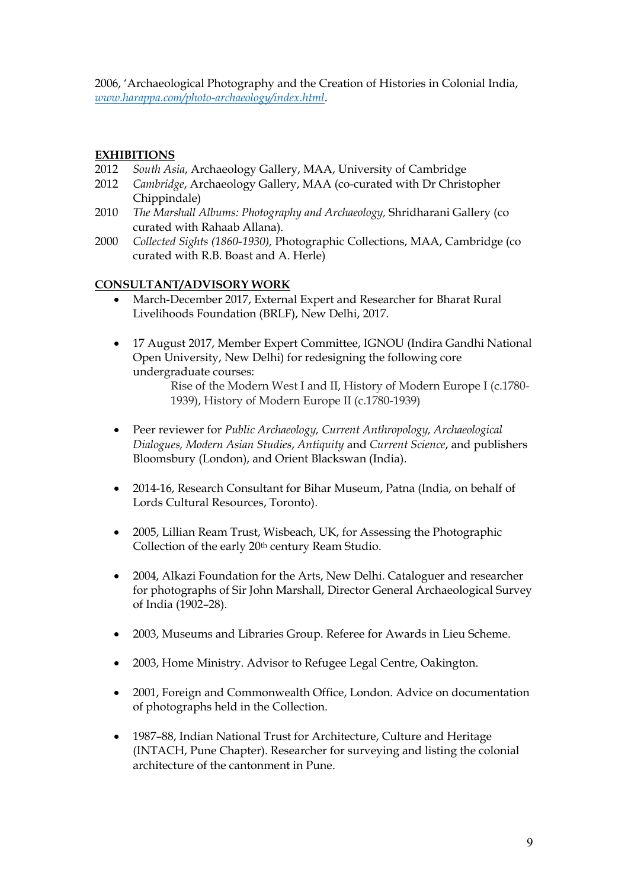2006, 'Archaeological Photography and the Creation of Histories in Colonial India, *www.harappa.com/photo-archaeology/index.html*.

## EXHIBITIONS

2012 *South Asia*, Archaeology Gallery, MAA, University of Cambridge

2012 *Cambridge*, Archaeology Gallery, MAA (co-curated with Dr Christopher Chippindale)

2010 *The Marshall Albums: Photography and Archaeology,* Shridharani Gallery (co curated with Rahaab Allana).

2000 *Collected Sights (1860-1930),* Photographic Collections, MAA, Cambridge (co curated with R.B. Boast and A. Herle)

## CONSULTANT/ADVISORY WORK

- March-December 2017, External Expert and Researcher for Bharat Rural Livelihoods Foundation (BRLF), New Delhi, 2017.

- 17 August 2017, Member Expert Committee, IGNOU (Indira Gandhi National Open University, New Delhi) for redesigning the following core undergraduate courses:

  Rise of the Modern West I and II, History of Modern Europe I (c.1780-1939), History of Modern Europe II (c.1780-1939)

- Peer reviewer for *Public Archaeology, Current Anthropology, Archaeological Dialogues, Modern Asian Studies*, *Antiquity* and *Current Science*, and publishers Bloomsbury (London), and Orient Blackswan (India).

- 2014-16, Research Consultant for Bihar Museum, Patna (India, on behalf of Lords Cultural Resources, Toronto).

- 2005, Lillian Ream Trust, Wisbeach, UK, for Assessing the Photographic Collection of the early 20th century Ream Studio.

- 2004, Alkazi Foundation for the Arts, New Delhi. Cataloguer and researcher for photographs of Sir John Marshall, Director General Archaeological Survey of India (1902–28).

- 2003, Museums and Libraries Group. Referee for Awards in Lieu Scheme.

- 2003, Home Ministry. Advisor to Refugee Legal Centre, Oakington.

- 2001, Foreign and Commonwealth Office, London. Advice on documentation of photographs held in the Collection.

- 1987–88, Indian National Trust for Architecture, Culture and Heritage (INTACH, Pune Chapter). Researcher for surveying and listing the colonial architecture of the cantonment in Pune.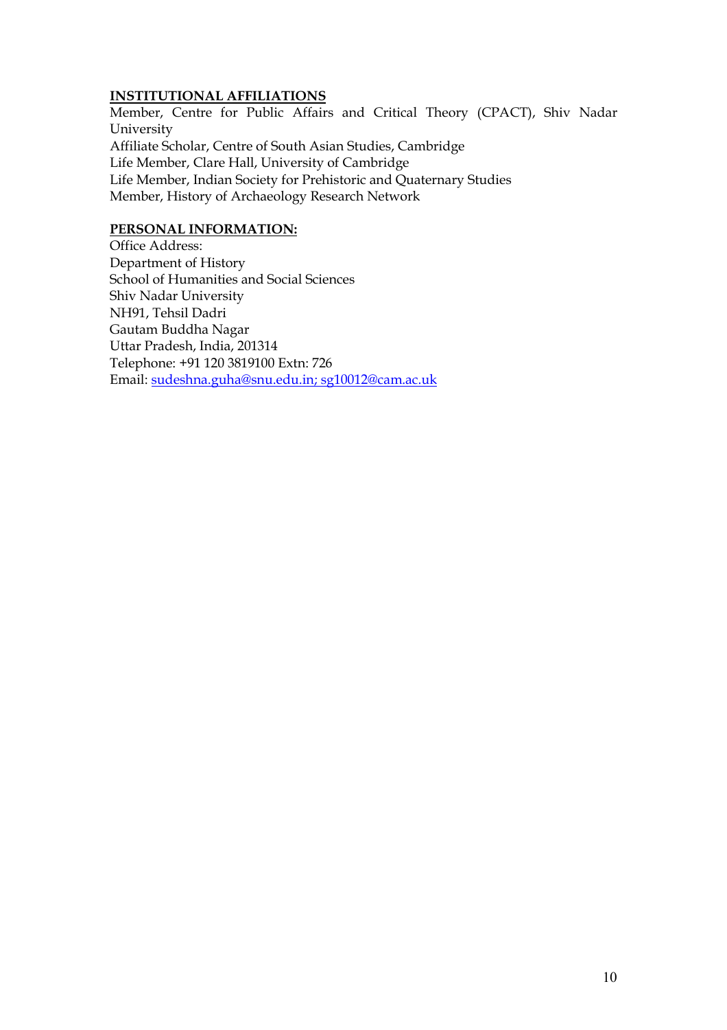**INSTITUTIONAL AFFILIATIONS**

Member, Centre for Public Affairs and Critical Theory (CPACT), Shiv Nadar University
Affiliate Scholar, Centre of South Asian Studies, Cambridge
Life Member, Clare Hall, University of Cambridge
Life Member, Indian Society for Prehistoric and Quaternary Studies
Member, History of Archaeology Research Network

**PERSONAL INFORMATION:**

Office Address:
Department of History
School of Humanities and Social Sciences
Shiv Nadar University
NH91, Tehsil Dadri
Gautam Buddha Nagar
Uttar Pradesh, India, 201314
Telephone: +91 120 3819100 Extn: 726
Email: sudeshna.guha@snu.edu.in; sg10012@cam.ac.uk